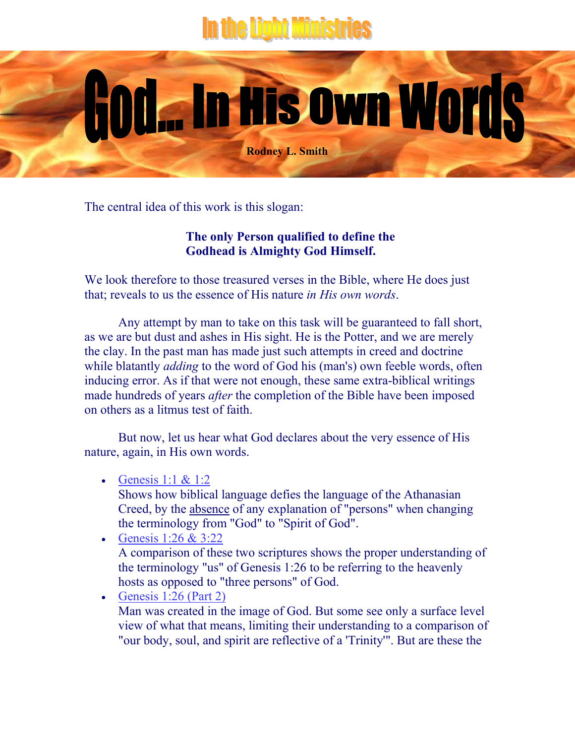In the Light Ministries

# God... In His Own Words

**Rodney L. Smith**

The central idea of this work is this slogan:

**The only Person qualified to define the Godhead is Almighty God Himself.**

We look therefore to those treasured verses in the Bible, where He does just that; reveals to us the essence of His nature *in His own words*.

Any attempt by man to take on this task will be guaranteed to fall short, as we are but dust and ashes in His sight. He is the Potter, and we are merely the clay. In the past man has made just such attempts in creed and doctrine while blatantly *adding* to the word of God his (man's) own feeble words, often inducing error. As if that were not enough, these same extra-biblical writings made hundreds of years *after* the completion of the Bible have been imposed on others as a litmus test of faith.

But now, let us hear what God declares about the very essence of His nature, again, in His own words.

- Genesis 1:1 & 1:2
  Shows how biblical language defies the language of the Athanasian Creed, by the absence of any explanation of "persons" when changing the terminology from "God" to "Spirit of God".
- Genesis 1:26 & 3:22
  A comparison of these two scriptures shows the proper understanding of the terminology "us" of Genesis 1:26 to be referring to the heavenly hosts as opposed to "three persons" of God.
- Genesis 1:26 (Part 2)
  Man was created in the image of God. But some see only a surface level view of what that means, limiting their understanding to a comparison of "our body, soul, and spirit are reflective of a 'Trinity'". But are these the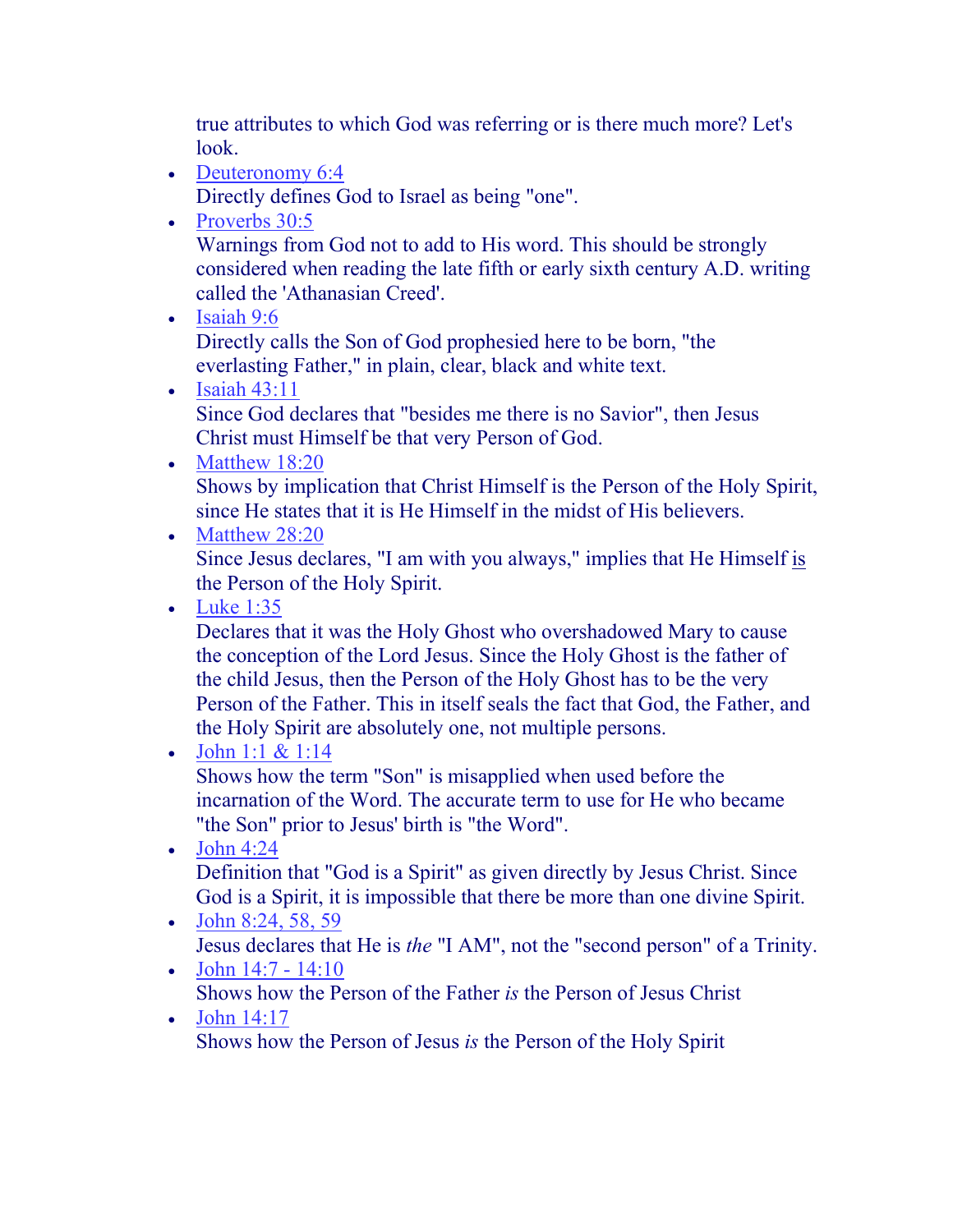true attributes to which God was referring or is there much more? Let's look.

- Deuteronomy 6:4
  Directly defines God to Israel as being "one".
- Proverbs 30:5
  Warnings from God not to add to His word. This should be strongly considered when reading the late fifth or early sixth century A.D. writing called the 'Athanasian Creed'.
- Isaiah 9:6
  Directly calls the Son of God prophesied here to be born, "the everlasting Father," in plain, clear, black and white text.
- Isaiah 43:11
  Since God declares that "besides me there is no Savior", then Jesus Christ must Himself be that very Person of God.
- Matthew 18:20
  Shows by implication that Christ Himself is the Person of the Holy Spirit, since He states that it is He Himself in the midst of His believers.
- Matthew 28:20
  Since Jesus declares, "I am with you always," implies that He Himself is the Person of the Holy Spirit.
- Luke 1:35
  Declares that it was the Holy Ghost who overshadowed Mary to cause the conception of the Lord Jesus. Since the Holy Ghost is the father of the child Jesus, then the Person of the Holy Ghost has to be the very Person of the Father. This in itself seals the fact that God, the Father, and the Holy Spirit are absolutely one, not multiple persons.
- John 1:1 & 1:14
  Shows how the term "Son" is misapplied when used before the incarnation of the Word. The accurate term to use for He who became "the Son" prior to Jesus' birth is "the Word".
- John 4:24
  Definition that "God is a Spirit" as given directly by Jesus Christ. Since God is a Spirit, it is impossible that there be more than one divine Spirit.
- John 8:24, 58, 59
  Jesus declares that He is *the* "I AM", not the "second person" of a Trinity.
- John 14:7 - 14:10
  Shows how the Person of the Father *is* the Person of Jesus Christ
- John 14:17
  Shows how the Person of Jesus *is* the Person of the Holy Spirit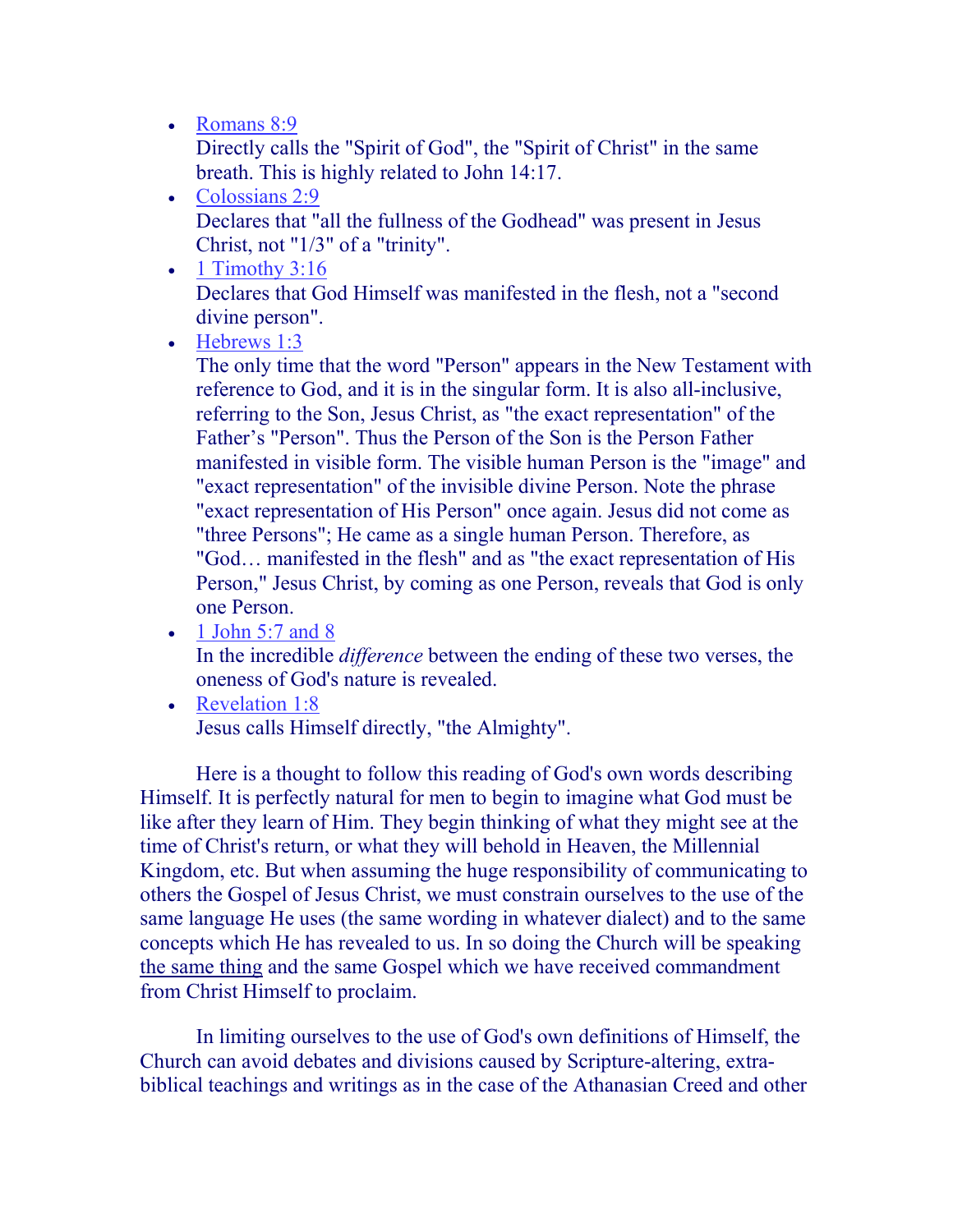- Romans 8:9
  Directly calls the "Spirit of God", the "Spirit of Christ" in the same breath. This is highly related to John 14:17.
- Colossians 2:9
  Declares that "all the fullness of the Godhead" was present in Jesus Christ, not "1/3" of a "trinity".
- 1 Timothy 3:16
  Declares that God Himself was manifested in the flesh, not a "second divine person".
- Hebrews 1:3
  The only time that the word "Person" appears in the New Testament with reference to God, and it is in the singular form. It is also all-inclusive, referring to the Son, Jesus Christ, as "the exact representation" of the Father's "Person". Thus the Person of the Son is the Person Father manifested in visible form. The visible human Person is the "image" and "exact representation" of the invisible divine Person. Note the phrase "exact representation of His Person" once again. Jesus did not come as "three Persons"; He came as a single human Person. Therefore, as "God… manifested in the flesh" and as "the exact representation of His Person," Jesus Christ, by coming as one Person, reveals that God is only one Person.
- 1 John 5:7 and 8
  In the incredible *difference* between the ending of these two verses, the oneness of God's nature is revealed.
- Revelation 1:8
  Jesus calls Himself directly, "the Almighty".

Here is a thought to follow this reading of God's own words describing Himself. It is perfectly natural for men to begin to imagine what God must be like after they learn of Him. They begin thinking of what they might see at the time of Christ's return, or what they will behold in Heaven, the Millennial Kingdom, etc. But when assuming the huge responsibility of communicating to others the Gospel of Jesus Christ, we must constrain ourselves to the use of the same language He uses (the same wording in whatever dialect) and to the same concepts which He has revealed to us. In so doing the Church will be speaking the same thing and the same Gospel which we have received commandment from Christ Himself to proclaim.

In limiting ourselves to the use of God's own definitions of Himself, the Church can avoid debates and divisions caused by Scripture-altering, extra-biblical teachings and writings as in the case of the Athanasian Creed and other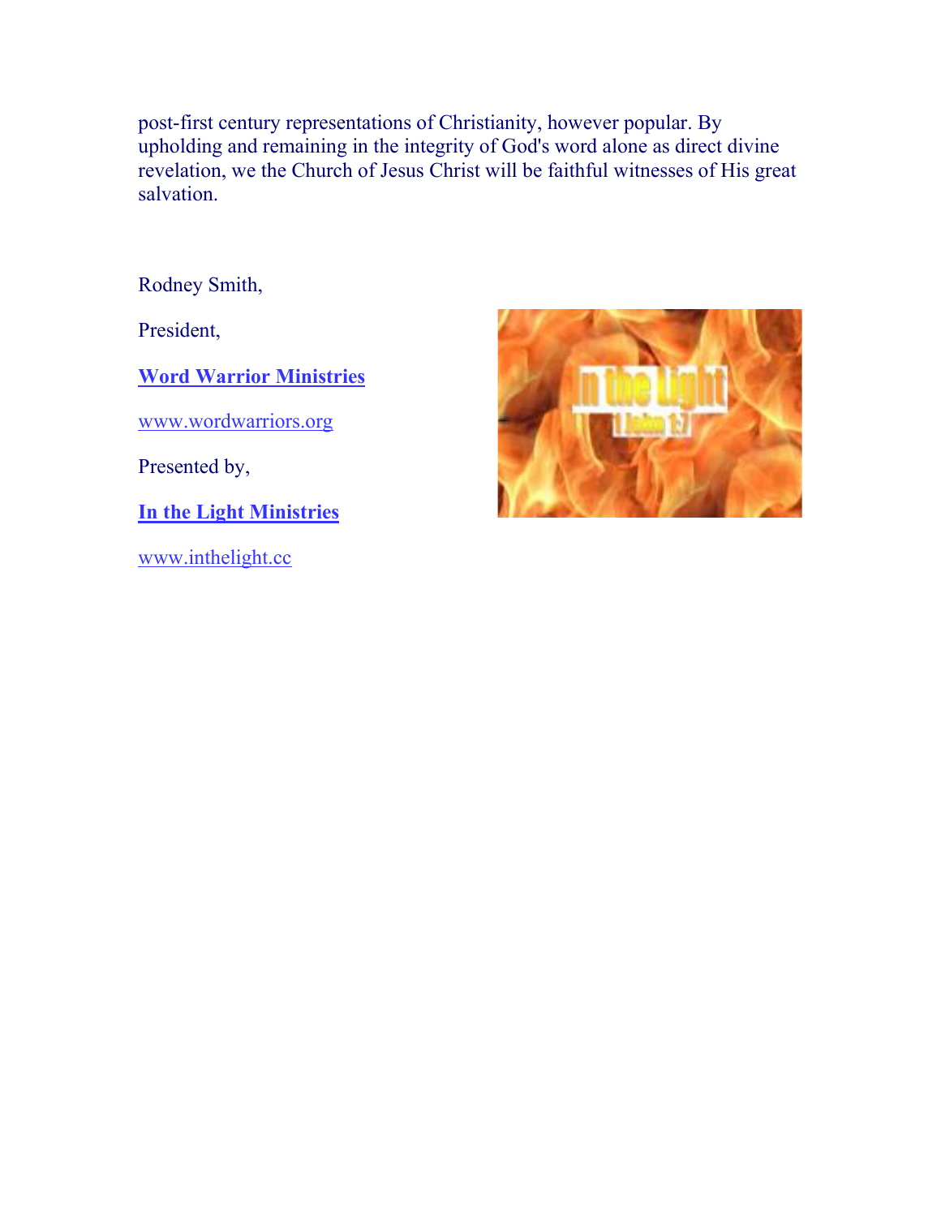post-first century representations of Christianity, however popular. By upholding and remaining in the integrity of God's word alone as direct divine revelation, we the Church of Jesus Christ will be faithful witnesses of His great salvation.

Rodney Smith,

President,

**Word Warrior Ministries**

www.wordwarriors.org

Presented by,

**In the Light Ministries**

www.inthelight.cc